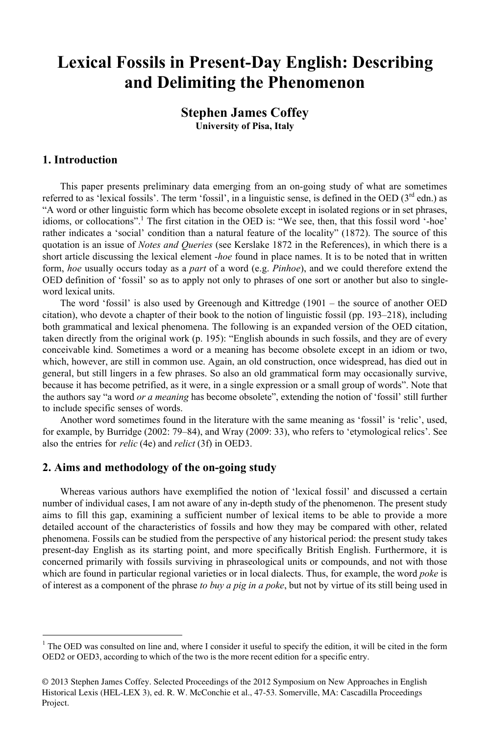# Lexical Fossils in Present-Day English: Describing and Delimiting the Phenomenon

**Stephen James Coffey**
**University of Pisa, Italy**

## 1. Introduction

This paper presents preliminary data emerging from an on-going study of what are sometimes referred to as 'lexical fossils'. The term 'fossil', in a linguistic sense, is defined in the OED (3rd edn.) as "A word or other linguistic form which has become obsolete except in isolated regions or in set phrases, idioms, or collocations".[1] The first citation in the OED is: "We see, then, that this fossil word '-hoe' rather indicates a 'social' condition than a natural feature of the locality" (1872). The source of this quotation is an issue of *Notes and Queries* (see Kerslake 1872 in the References), in which there is a short article discussing the lexical element -*hoe* found in place names. It is to be noted that in written form, *hoe* usually occurs today as a *part* of a word (e.g. *Pinhoe*), and we could therefore extend the OED definition of 'fossil' so as to apply not only to phrases of one sort or another but also to single-word lexical units.

The word 'fossil' is also used by Greenough and Kittredge (1901 – the source of another OED citation), who devote a chapter of their book to the notion of linguistic fossil (pp. 193–218), including both grammatical and lexical phenomena. The following is an expanded version of the OED citation, taken directly from the original work (p. 195): "English abounds in such fossils, and they are of every conceivable kind. Sometimes a word or a meaning has become obsolete except in an idiom or two, which, however, are still in common use. Again, an old construction, once widespread, has died out in general, but still lingers in a few phrases. So also an old grammatical form may occasionally survive, because it has become petrified, as it were, in a single expression or a small group of words". Note that the authors say "a word *or a meaning* has become obsolete", extending the notion of 'fossil' still further to include specific senses of words.

Another word sometimes found in the literature with the same meaning as 'fossil' is 'relic', used, for example, by Burridge (2002: 79–84), and Wray (2009: 33), who refers to 'etymological relics'. See also the entries for *relic* (4e) and *relict* (3f) in OED3.

## 2. Aims and methodology of the on-going study

Whereas various authors have exemplified the notion of 'lexical fossil' and discussed a certain number of individual cases, I am not aware of any in-depth study of the phenomenon. The present study aims to fill this gap, examining a sufficient number of lexical items to be able to provide a more detailed account of the characteristics of fossils and how they may be compared with other, related phenomena. Fossils can be studied from the perspective of any historical period: the present study takes present-day English as its starting point, and more specifically British English. Furthermore, it is concerned primarily with fossils surviving in phraseological units or compounds, and not with those which are found in particular regional varieties or in local dialects. Thus, for example, the word *poke* is of interest as a component of the phrase *to buy a pig in a poke*, but not by virtue of its still being used in

---

[1] The OED was consulted on line and, where I consider it useful to specify the edition, it will be cited in the form OED2 or OED3, according to which of the two is the more recent edition for a specific entry.

© 2013 Stephen James Coffey. Selected Proceedings of the 2012 Symposium on New Approaches in English Historical Lexis (HEL-LEX 3), ed. R. W. McConchie et al., 47-53. Somerville, MA: Cascadilla Proceedings Project.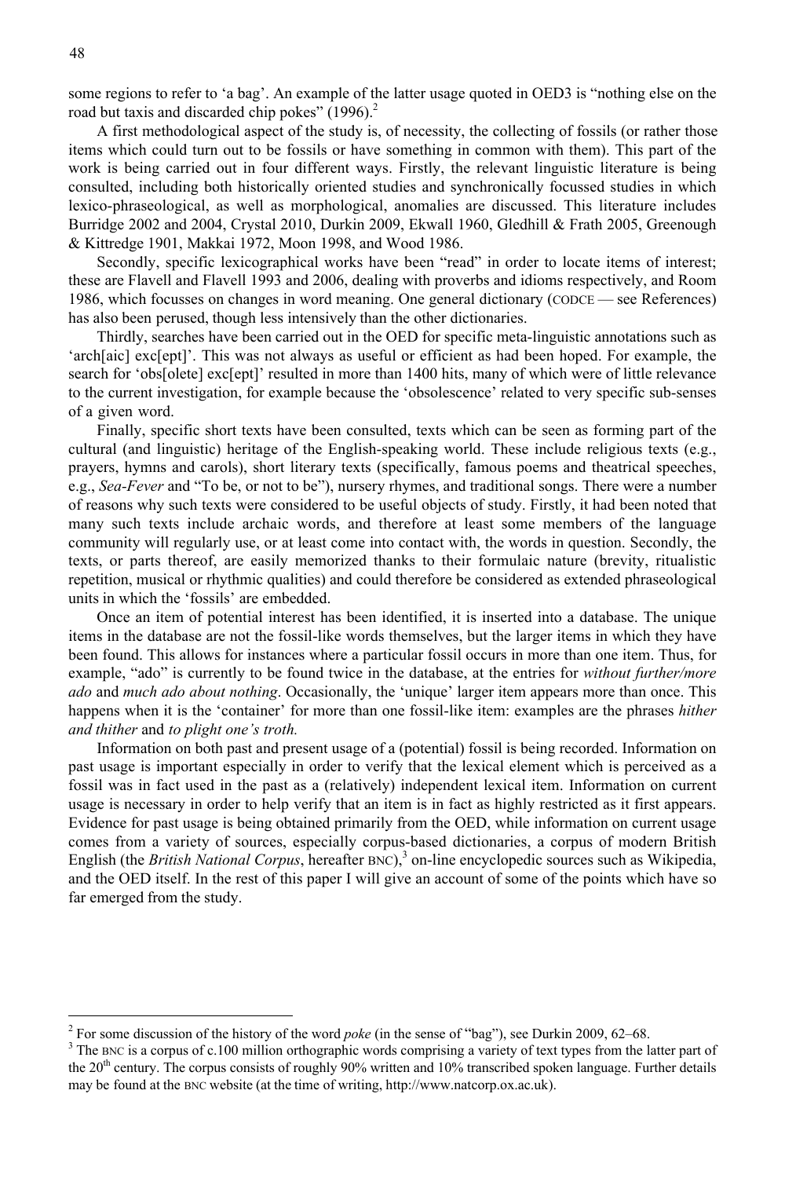some regions to refer to 'a bag'. An example of the latter usage quoted in OED3 is "nothing else on the road but taxis and discarded chip pokes" (1996).[2]

A first methodological aspect of the study is, of necessity, the collecting of fossils (or rather those items which could turn out to be fossils or have something in common with them). This part of the work is being carried out in four different ways. Firstly, the relevant linguistic literature is being consulted, including both historically oriented studies and synchronically focussed studies in which lexico-phraseological, as well as morphological, anomalies are discussed. This literature includes Burridge 2002 and 2004, Crystal 2010, Durkin 2009, Ekwall 1960, Gledhill & Frath 2005, Greenough & Kittredge 1901, Makkai 1972, Moon 1998, and Wood 1986.

Secondly, specific lexicographical works have been "read" in order to locate items of interest; these are Flavell and Flavell 1993 and 2006, dealing with proverbs and idioms respectively, and Room 1986, which focusses on changes in word meaning. One general dictionary (CODCE — see References) has also been perused, though less intensively than the other dictionaries.

Thirdly, searches have been carried out in the OED for specific meta-linguistic annotations such as 'arch[aic] exc[ept]'. This was not always as useful or efficient as had been hoped. For example, the search for 'obs[olete] exc[ept]' resulted in more than 1400 hits, many of which were of little relevance to the current investigation, for example because the 'obsolescence' related to very specific sub-senses of a given word.

Finally, specific short texts have been consulted, texts which can be seen as forming part of the cultural (and linguistic) heritage of the English-speaking world. These include religious texts (e.g., prayers, hymns and carols), short literary texts (specifically, famous poems and theatrical speeches, e.g., *Sea-Fever* and "To be, or not to be"), nursery rhymes, and traditional songs. There were a number of reasons why such texts were considered to be useful objects of study. Firstly, it had been noted that many such texts include archaic words, and therefore at least some members of the language community will regularly use, or at least come into contact with, the words in question. Secondly, the texts, or parts thereof, are easily memorized thanks to their formulaic nature (brevity, ritualistic repetition, musical or rhythmic qualities) and could therefore be considered as extended phraseological units in which the 'fossils' are embedded.

Once an item of potential interest has been identified, it is inserted into a database. The unique items in the database are not the fossil-like words themselves, but the larger items in which they have been found. This allows for instances where a particular fossil occurs in more than one item. Thus, for example, "ado" is currently to be found twice in the database, at the entries for *without further/more ado* and *much ado about nothing*. Occasionally, the 'unique' larger item appears more than once. This happens when it is the 'container' for more than one fossil-like item: examples are the phrases *hither and thither* and *to plight one's troth.*

Information on both past and present usage of a (potential) fossil is being recorded. Information on past usage is important especially in order to verify that the lexical element which is perceived as a fossil was in fact used in the past as a (relatively) independent lexical item. Information on current usage is necessary in order to help verify that an item is in fact as highly restricted as it first appears. Evidence for past usage is being obtained primarily from the OED, while information on current usage comes from a variety of sources, especially corpus-based dictionaries, a corpus of modern British English (the *British National Corpus*, hereafter BNC),[3] on-line encyclopedic sources such as Wikipedia, and the OED itself. In the rest of this paper I will give an account of some of the points which have so far emerged from the study.

[2] For some discussion of the history of the word *poke* (in the sense of "bag"), see Durkin 2009, 62–68.

[3] The BNC is a corpus of c.100 million orthographic words comprising a variety of text types from the latter part of the 20th century. The corpus consists of roughly 90% written and 10% transcribed spoken language. Further details may be found at the BNC website (at the time of writing, http://www.natcorp.ox.ac.uk).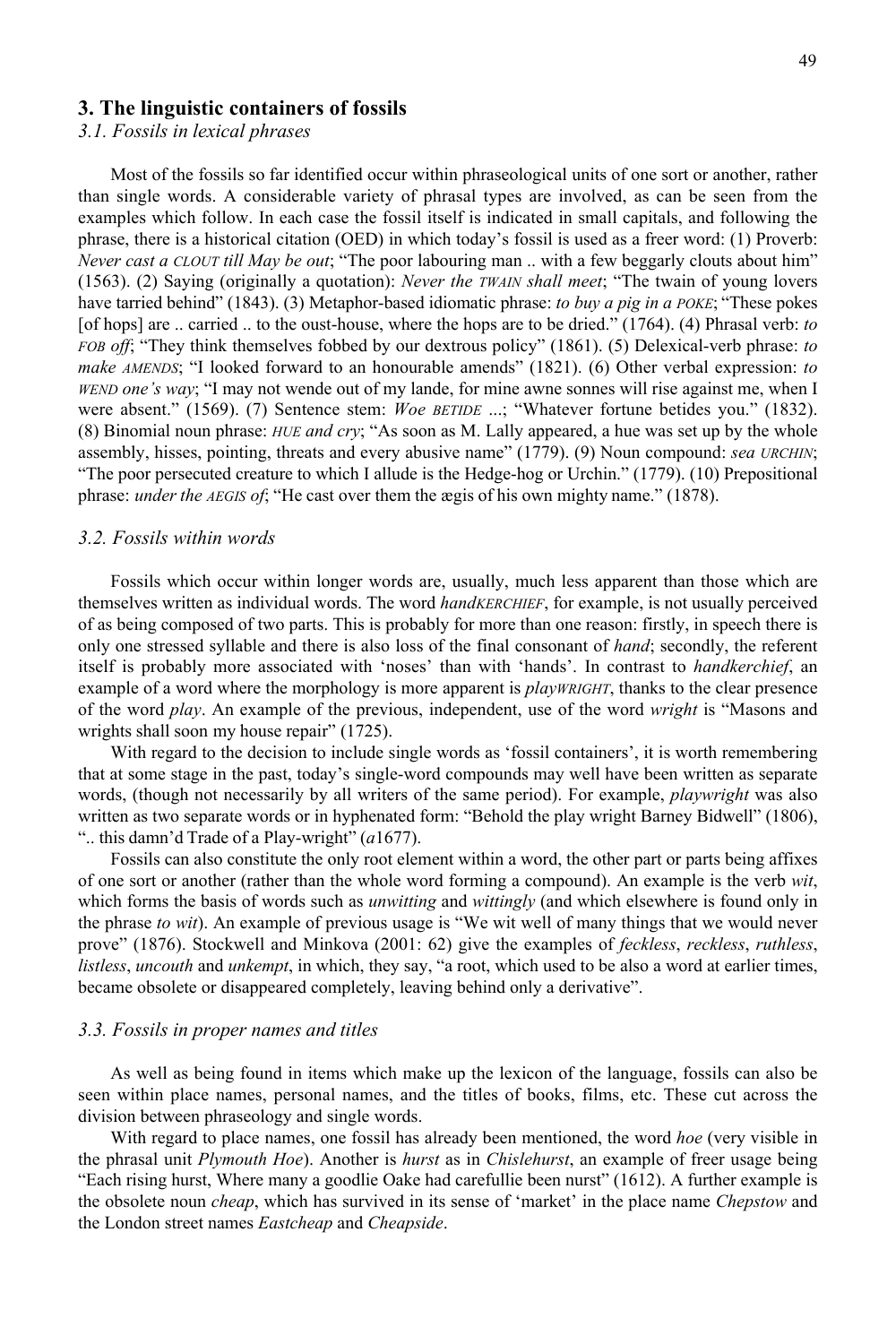## 3. The linguistic containers of fossils

### 3.1. Fossils in lexical phrases

Most of the fossils so far identified occur within phraseological units of one sort or another, rather than single words. A considerable variety of phrasal types are involved, as can be seen from the examples which follow. In each case the fossil itself is indicated in small capitals, and following the phrase, there is a historical citation (OED) in which today's fossil is used as a freer word: (1) Proverb: *Never cast a CLOUT till May be out*; "The poor labouring man .. with a few beggarly clouts about him" (1563). (2) Saying (originally a quotation): *Never the TWAIN shall meet*; "The twain of young lovers have tarried behind" (1843). (3) Metaphor-based idiomatic phrase: *to buy a pig in a POKE*; "These pokes [of hops] are .. carried .. to the oust-house, where the hops are to be dried." (1764). (4) Phrasal verb: *to FOB off*; "They think themselves fobbed by our dextrous policy" (1861). (5) Delexical-verb phrase: *to make AMENDS*; "I looked forward to an honourable amends" (1821). (6) Other verbal expression: *to WEND one's way*; "I may not wende out of my lande, for mine awne sonnes will rise against me, when I were absent." (1569). (7) Sentence stem: *Woe BETIDE* ...; "Whatever fortune betides you." (1832). (8) Binomial noun phrase: *HUE and cry*; "As soon as M. Lally appeared, a hue was set up by the whole assembly, hisses, pointing, threats and every abusive name" (1779). (9) Noun compound: *sea URCHIN*; "The poor persecuted creature to which I allude is the Hedge-hog or Urchin." (1779). (10) Prepositional phrase: *under the AEGIS of*; "He cast over them the ægis of his own mighty name." (1878).

### 3.2. Fossils within words

Fossils which occur within longer words are, usually, much less apparent than those which are themselves written as individual words. The word *handKERCHIEF*, for example, is not usually perceived of as being composed of two parts. This is probably for more than one reason: firstly, in speech there is only one stressed syllable and there is also loss of the final consonant of *hand*; secondly, the referent itself is probably more associated with 'noses' than with 'hands'. In contrast to *handkerchief*, an example of a word where the morphology is more apparent is *playWRIGHT*, thanks to the clear presence of the word *play*. An example of the previous, independent, use of the word *wright* is "Masons and wrights shall soon my house repair" (1725).

With regard to the decision to include single words as 'fossil containers', it is worth remembering that at some stage in the past, today's single-word compounds may well have been written as separate words, (though not necessarily by all writers of the same period). For example, *playwright* was also written as two separate words or in hyphenated form: "Behold the play wright Barney Bidwell" (1806), ".. this damn'd Trade of a Play-wright" (*a*1677).

Fossils can also constitute the only root element within a word, the other part or parts being affixes of one sort or another (rather than the whole word forming a compound). An example is the verb *wit*, which forms the basis of words such as *unwitting* and *wittingly* (and which elsewhere is found only in the phrase *to wit*). An example of previous usage is "We wit well of many things that we would never prove" (1876). Stockwell and Minkova (2001: 62) give the examples of *feckless*, *reckless*, *ruthless*, *listless*, *uncouth* and *unkempt*, in which, they say, "a root, which used to be also a word at earlier times, became obsolete or disappeared completely, leaving behind only a derivative".

### 3.3. Fossils in proper names and titles

As well as being found in items which make up the lexicon of the language, fossils can also be seen within place names, personal names, and the titles of books, films, etc. These cut across the division between phraseology and single words.

With regard to place names, one fossil has already been mentioned, the word *hoe* (very visible in the phrasal unit *Plymouth Hoe*). Another is *hurst* as in *Chislehurst*, an example of freer usage being "Each rising hurst, Where many a goodlie Oake had carefullie been nurst" (1612). A further example is the obsolete noun *cheap*, which has survived in its sense of 'market' in the place name *Chepstow* and the London street names *Eastcheap* and *Cheapside*.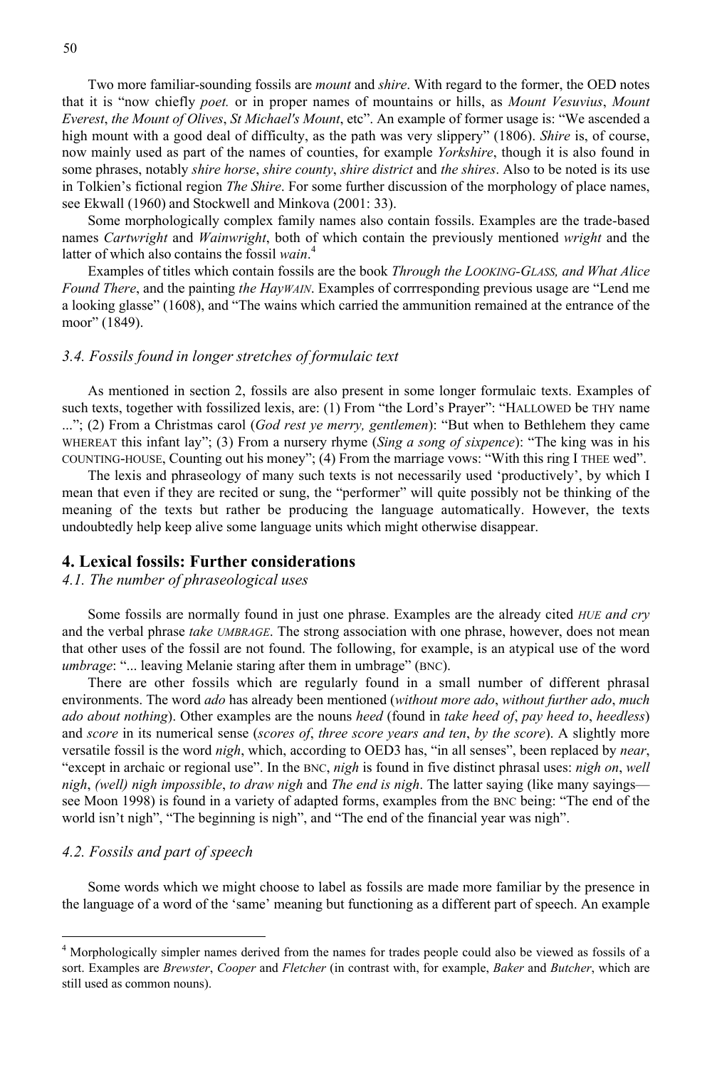Two more familiar-sounding fossils are *mount* and *shire*. With regard to the former, the OED notes that it is "now chiefly *poet.* or in proper names of mountains or hills, as *Mount Vesuvius*, *Mount Everest*, *the Mount of Olives*, *St Michael's Mount*, etc". An example of former usage is: "We ascended a high mount with a good deal of difficulty, as the path was very slippery" (1806). *Shire* is, of course, now mainly used as part of the names of counties, for example *Yorkshire*, though it is also found in some phrases, notably *shire horse*, *shire county*, *shire district* and *the shires*. Also to be noted is its use in Tolkien's fictional region *The Shire*. For some further discussion of the morphology of place names, see Ekwall (1960) and Stockwell and Minkova (2001: 33).

Some morphologically complex family names also contain fossils. Examples are the trade-based names *Cartwright* and *Wainwright*, both of which contain the previously mentioned *wright* and the latter of which also contains the fossil *wain*.[4]

Examples of titles which contain fossils are the book *Through the LOOKING-GLASS, and What Alice Found There*, and the painting *the HayWAIN*. Examples of corrresponding previous usage are "Lend me a looking glasse" (1608), and "The wains which carried the ammunition remained at the entrance of the moor" (1849).

### 3.4. Fossils found in longer stretches of formulaic text

As mentioned in section 2, fossils are also present in some longer formulaic texts. Examples of such texts, together with fossilized lexis, are: (1) From "the Lord's Prayer": "HALLOWED be THY name ..."; (2) From a Christmas carol (*God rest ye merry, gentlemen*): "But when to Bethlehem they came WHEREAT this infant lay"; (3) From a nursery rhyme (*Sing a song of sixpence*): "The king was in his COUNTING-HOUSE, Counting out his money"; (4) From the marriage vows: "With this ring I THEE wed".

The lexis and phraseology of many such texts is not necessarily used 'productively', by which I mean that even if they are recited or sung, the "performer" will quite possibly not be thinking of the meaning of the texts but rather be producing the language automatically. However, the texts undoubtedly help keep alive some language units which might otherwise disappear.

## 4. Lexical fossils: Further considerations

### 4.1. The number of phraseological uses

Some fossils are normally found in just one phrase. Examples are the already cited *HUE and cry* and the verbal phrase *take UMBRAGE*. The strong association with one phrase, however, does not mean that other uses of the fossil are not found. The following, for example, is an atypical use of the word *umbrage*: "... leaving Melanie staring after them in umbrage" (BNC).

There are other fossils which are regularly found in a small number of different phrasal environments. The word *ado* has already been mentioned (*without more ado*, *without further ado*, *much ado about nothing*). Other examples are the nouns *heed* (found in *take heed of*, *pay heed to*, *heedless*) and *score* in its numerical sense (*scores of*, *three score years and ten*, *by the score*). A slightly more versatile fossil is the word *nigh*, which, according to OED3 has, "in all senses", been replaced by *near*, "except in archaic or regional use". In the BNC, *nigh* is found in five distinct phrasal uses: *nigh on*, *well nigh*, *(well) nigh impossible*, *to draw nigh* and *The end is nigh*. The latter saying (like many sayings—see Moon 1998) is found in a variety of adapted forms, examples from the BNC being: "The end of the world isn't nigh", "The beginning is nigh", and "The end of the financial year was nigh".

### 4.2. Fossils and part of speech

Some words which we might choose to label as fossils are made more familiar by the presence in the language of a word of the 'same' meaning but functioning as a different part of speech. An example

---

[4] Morphologically simpler names derived from the names for trades people could also be viewed as fossils of a sort. Examples are *Brewster*, *Cooper* and *Fletcher* (in contrast with, for example, *Baker* and *Butcher*, which are still used as common nouns).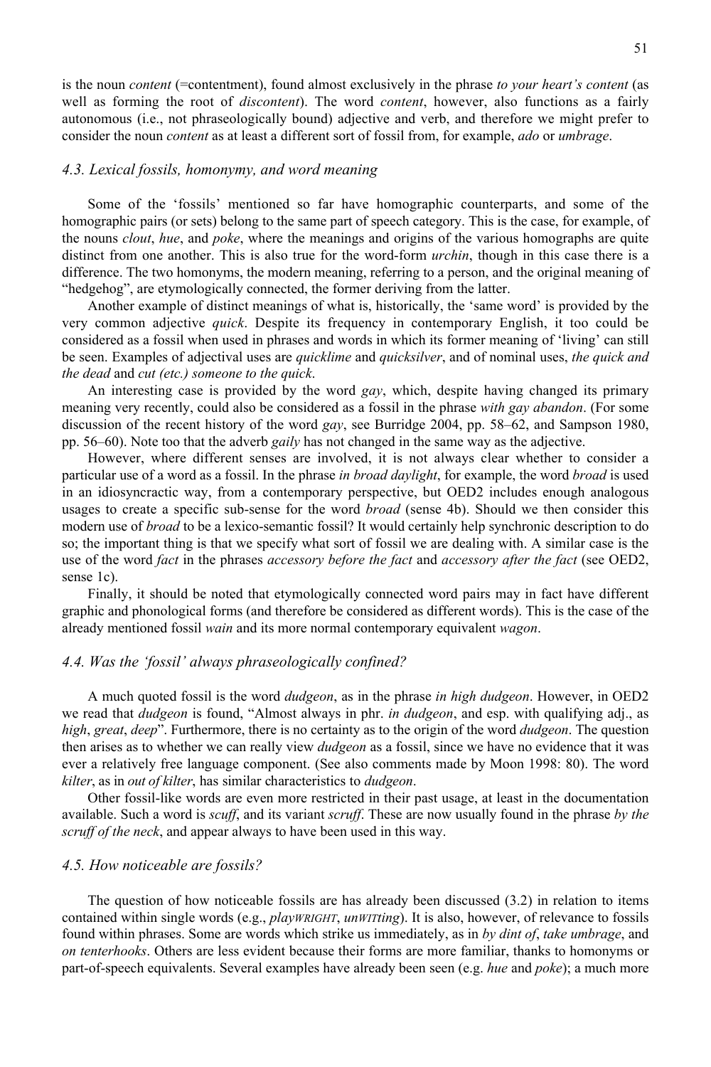is the noun *content* (=contentment), found almost exclusively in the phrase *to your heart's content* (as well as forming the root of *discontent*). The word *content*, however, also functions as a fairly autonomous (i.e., not phraseologically bound) adjective and verb, and therefore we might prefer to consider the noun *content* as at least a different sort of fossil from, for example, *ado* or *umbrage*.

### *4.3. Lexical fossils, homonymy, and word meaning*

Some of the 'fossils' mentioned so far have homographic counterparts, and some of the homographic pairs (or sets) belong to the same part of speech category. This is the case, for example, of the nouns *clout*, *hue*, and *poke*, where the meanings and origins of the various homographs are quite distinct from one another. This is also true for the word-form *urchin*, though in this case there is a difference. The two homonyms, the modern meaning, referring to a person, and the original meaning of "hedgehog", are etymologically connected, the former deriving from the latter.

Another example of distinct meanings of what is, historically, the 'same word' is provided by the very common adjective *quick*. Despite its frequency in contemporary English, it too could be considered as a fossil when used in phrases and words in which its former meaning of 'living' can still be seen. Examples of adjectival uses are *quicklime* and *quicksilver*, and of nominal uses, *the quick and the dead* and *cut (etc.) someone to the quick*.

An interesting case is provided by the word *gay*, which, despite having changed its primary meaning very recently, could also be considered as a fossil in the phrase *with gay abandon*. (For some discussion of the recent history of the word *gay*, see Burridge 2004, pp. 58–62, and Sampson 1980, pp. 56–60). Note too that the adverb *gaily* has not changed in the same way as the adjective.

However, where different senses are involved, it is not always clear whether to consider a particular use of a word as a fossil. In the phrase *in broad daylight*, for example, the word *broad* is used in an idiosyncractic way, from a contemporary perspective, but OED2 includes enough analogous usages to create a specific sub-sense for the word *broad* (sense 4b). Should we then consider this modern use of *broad* to be a lexico-semantic fossil? It would certainly help synchronic description to do so; the important thing is that we specify what sort of fossil we are dealing with. A similar case is the use of the word *fact* in the phrases *accessory before the fact* and *accessory after the fact* (see OED2, sense 1c).

Finally, it should be noted that etymologically connected word pairs may in fact have different graphic and phonological forms (and therefore be considered as different words). This is the case of the already mentioned fossil *wain* and its more normal contemporary equivalent *wagon*.

### *4.4. Was the 'fossil' always phraseologically confined?*

A much quoted fossil is the word *dudgeon*, as in the phrase *in high dudgeon*. However, in OED2 we read that *dudgeon* is found, "Almost always in phr. *in dudgeon*, and esp. with qualifying adj., as *high*, *great*, *deep*". Furthermore, there is no certainty as to the origin of the word *dudgeon*. The question then arises as to whether we can really view *dudgeon* as a fossil, since we have no evidence that it was ever a relatively free language component. (See also comments made by Moon 1998: 80). The word *kilter*, as in *out of kilter*, has similar characteristics to *dudgeon*.

Other fossil-like words are even more restricted in their past usage, at least in the documentation available. Such a word is *scuff*, and its variant *scruff*. These are now usually found in the phrase *by the scruff of the neck*, and appear always to have been used in this way.

### *4.5. How noticeable are fossils?*

The question of how noticeable fossils are has already been discussed (3.2) in relation to items contained within single words (e.g., *playWRIGHT*, *unWITting*). It is also, however, of relevance to fossils found within phrases. Some are words which strike us immediately, as in *by dint of*, *take umbrage*, and *on tenterhooks*. Others are less evident because their forms are more familiar, thanks to homonyms or part-of-speech equivalents. Several examples have already been seen (e.g. *hue* and *poke*); a much more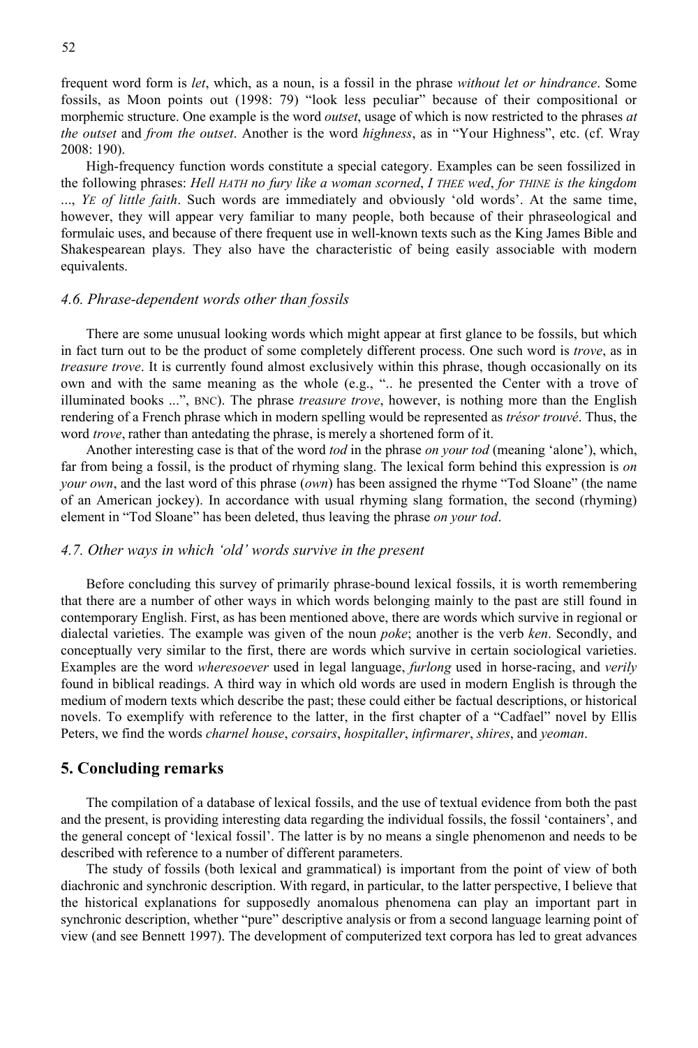frequent word form is *let*, which, as a noun, is a fossil in the phrase *without let or hindrance*. Some fossils, as Moon points out (1998: 79) "look less peculiar" because of their compositional or morphemic structure. One example is the word *outset*, usage of which is now restricted to the phrases *at the outset* and *from the outset*. Another is the word *highness*, as in "Your Highness", etc. (cf. Wray 2008: 190).

High-frequency function words constitute a special category. Examples can be seen fossilized in the following phrases: *Hell* HATH *no fury like a woman scorned*, *I* THEE *wed*, *for* THINE *is the kingdom* ..., YE *of little faith*. Such words are immediately and obviously 'old words'. At the same time, however, they will appear very familiar to many people, both because of their phraseological and formulaic uses, and because of there frequent use in well-known texts such as the King James Bible and Shakespearean plays. They also have the characteristic of being easily associable with modern equivalents.

### *4.6. Phrase-dependent words other than fossils*

There are some unusual looking words which might appear at first glance to be fossils, but which in fact turn out to be the product of some completely different process. One such word is *trove*, as in *treasure trove*. It is currently found almost exclusively within this phrase, though occasionally on its own and with the same meaning as the whole (e.g., ".. he presented the Center with a trove of illuminated books ...", BNC). The phrase *treasure trove*, however, is nothing more than the English rendering of a French phrase which in modern spelling would be represented as *trésor trouvé*. Thus, the word *trove*, rather than antedating the phrase, is merely a shortened form of it.

Another interesting case is that of the word *tod* in the phrase *on your tod* (meaning 'alone'), which, far from being a fossil, is the product of rhyming slang. The lexical form behind this expression is *on your own*, and the last word of this phrase (*own*) has been assigned the rhyme "Tod Sloane" (the name of an American jockey). In accordance with usual rhyming slang formation, the second (rhyming) element in "Tod Sloane" has been deleted, thus leaving the phrase *on your tod*.

### *4.7. Other ways in which 'old' words survive in the present*

Before concluding this survey of primarily phrase-bound lexical fossils, it is worth remembering that there are a number of other ways in which words belonging mainly to the past are still found in contemporary English. First, as has been mentioned above, there are words which survive in regional or dialectal varieties. The example was given of the noun *poke*; another is the verb *ken*. Secondly, and conceptually very similar to the first, there are words which survive in certain sociological varieties. Examples are the word *wheresoever* used in legal language, *furlong* used in horse-racing, and *verily* found in biblical readings. A third way in which old words are used in modern English is through the medium of modern texts which describe the past; these could either be factual descriptions, or historical novels. To exemplify with reference to the latter, in the first chapter of a "Cadfael" novel by Ellis Peters, we find the words *charnel house*, *corsairs*, *hospitaller*, *infirmarer*, *shires*, and *yeoman*.

## 5. Concluding remarks

The compilation of a database of lexical fossils, and the use of textual evidence from both the past and the present, is providing interesting data regarding the individual fossils, the fossil 'containers', and the general concept of 'lexical fossil'. The latter is by no means a single phenomenon and needs to be described with reference to a number of different parameters.

The study of fossils (both lexical and grammatical) is important from the point of view of both diachronic and synchronic description. With regard, in particular, to the latter perspective, I believe that the historical explanations for supposedly anomalous phenomena can play an important part in synchronic description, whether "pure" descriptive analysis or from a second language learning point of view (and see Bennett 1997). The development of computerized text corpora has led to great advances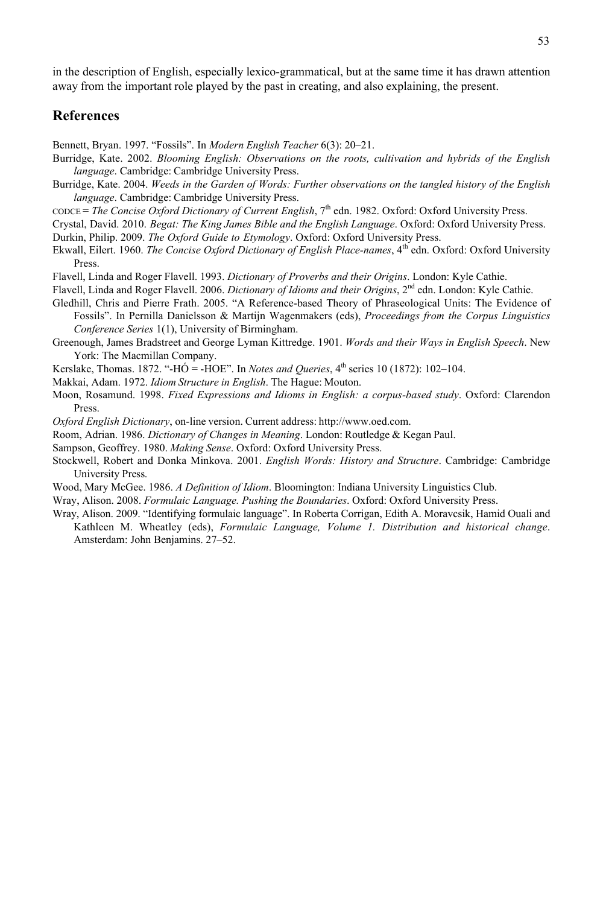in the description of English, especially lexico-grammatical, but at the same time it has drawn attention away from the important role played by the past in creating, and also explaining, the present.

## References

Bennett, Bryan. 1997. "Fossils". In *Modern English Teacher* 6(3): 20–21.

Burridge, Kate. 2002. *Blooming English: Observations on the roots, cultivation and hybrids of the English language*. Cambridge: Cambridge University Press.

Burridge, Kate. 2004. *Weeds in the Garden of Words: Further observations on the tangled history of the English language*. Cambridge: Cambridge University Press.

CODCE = *The Concise Oxford Dictionary of Current English*, 7th edn. 1982. Oxford: Oxford University Press.

Crystal, David. 2010. *Begat: The King James Bible and the English Language*. Oxford: Oxford University Press.

Durkin, Philip. 2009. *The Oxford Guide to Etymology*. Oxford: Oxford University Press.

Ekwall, Eilert. 1960. *The Concise Oxford Dictionary of English Place-names*, 4th edn. Oxford: Oxford University Press.

Flavell, Linda and Roger Flavell. 1993. *Dictionary of Proverbs and their Origins*. London: Kyle Cathie.

Flavell, Linda and Roger Flavell. 2006. *Dictionary of Idioms and their Origins*, 2nd edn. London: Kyle Cathie.

Gledhill, Chris and Pierre Frath. 2005. "A Reference-based Theory of Phraseological Units: The Evidence of Fossils". In Pernilla Danielsson & Martijn Wagenmakers (eds), *Proceedings from the Corpus Linguistics Conference Series* 1(1), University of Birmingham.

Greenough, James Bradstreet and George Lyman Kittredge. 1901. *Words and their Ways in English Speech*. New York: The Macmillan Company.

Kerslake, Thomas. 1872. "-HÓ = -HOE". In *Notes and Queries*, 4th series 10 (1872): 102–104.

Makkai, Adam. 1972. *Idiom Structure in English*. The Hague: Mouton.

Moon, Rosamund. 1998. *Fixed Expressions and Idioms in English: a corpus-based study*. Oxford: Clarendon Press.

*Oxford English Dictionary*, on-line version. Current address: http://www.oed.com.

Room, Adrian. 1986. *Dictionary of Changes in Meaning*. London: Routledge & Kegan Paul.

Sampson, Geoffrey. 1980. *Making Sense*. Oxford: Oxford University Press.

Stockwell, Robert and Donka Minkova. 2001. *English Words: History and Structure*. Cambridge: Cambridge University Press.

Wood, Mary McGee. 1986. *A Definition of Idiom*. Bloomington: Indiana University Linguistics Club.

Wray, Alison. 2008. *Formulaic Language. Pushing the Boundaries*. Oxford: Oxford University Press.

Wray, Alison. 2009. "Identifying formulaic language". In Roberta Corrigan, Edith A. Moravcsik, Hamid Ouali and Kathleen M. Wheatley (eds), *Formulaic Language, Volume 1. Distribution and historical change*. Amsterdam: John Benjamins. 27–52.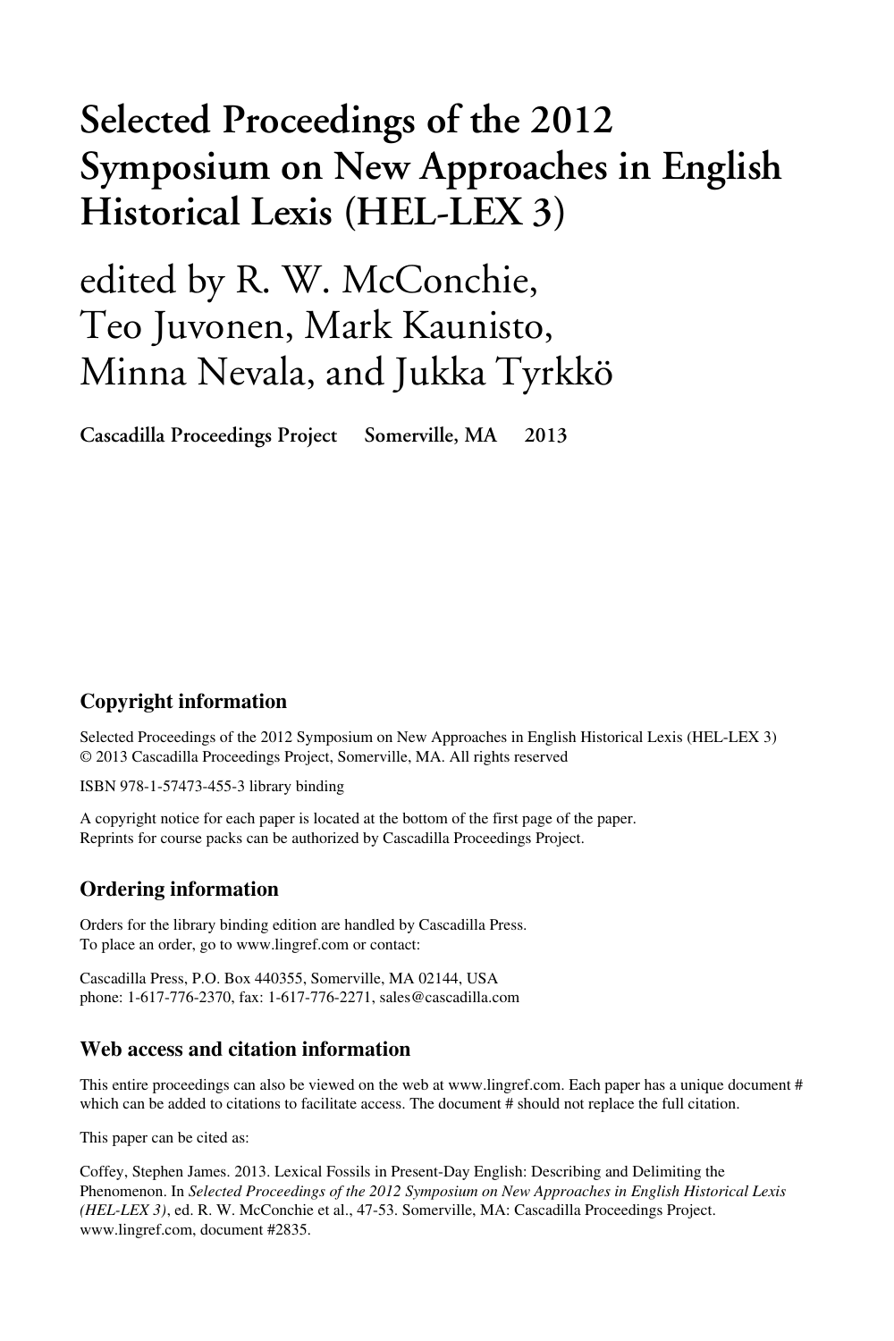# Selected Proceedings of the 2012 Symposium on New Approaches in English Historical Lexis (HEL-LEX 3)

## edited by R. W. McConchie, Teo Juvonen, Mark Kaunisto, Minna Nevala, and Jukka Tyrkkö

**Cascadilla Proceedings Project Somerville, MA 2013**

### Copyright information

Selected Proceedings of the 2012 Symposium on New Approaches in English Historical Lexis (HEL-LEX 3)
© 2013 Cascadilla Proceedings Project, Somerville, MA. All rights reserved

ISBN 978-1-57473-455-3 library binding

A copyright notice for each paper is located at the bottom of the first page of the paper.
Reprints for course packs can be authorized by Cascadilla Proceedings Project.

### Ordering information

Orders for the library binding edition are handled by Cascadilla Press.
To place an order, go to www.lingref.com or contact:

Cascadilla Press, P.O. Box 440355, Somerville, MA 02144, USA
phone: 1-617-776-2370, fax: 1-617-776-2271, sales@cascadilla.com

### Web access and citation information

This entire proceedings can also be viewed on the web at www.lingref.com. Each paper has a unique document # which can be added to citations to facilitate access. The document # should not replace the full citation.

This paper can be cited as:

Coffey, Stephen James. 2013. Lexical Fossils in Present-Day English: Describing and Delimiting the Phenomenon. In *Selected Proceedings of the 2012 Symposium on New Approaches in English Historical Lexis (HEL-LEX 3)*, ed. R. W. McConchie et al., 47-53. Somerville, MA: Cascadilla Proceedings Project. www.lingref.com, document #2835.